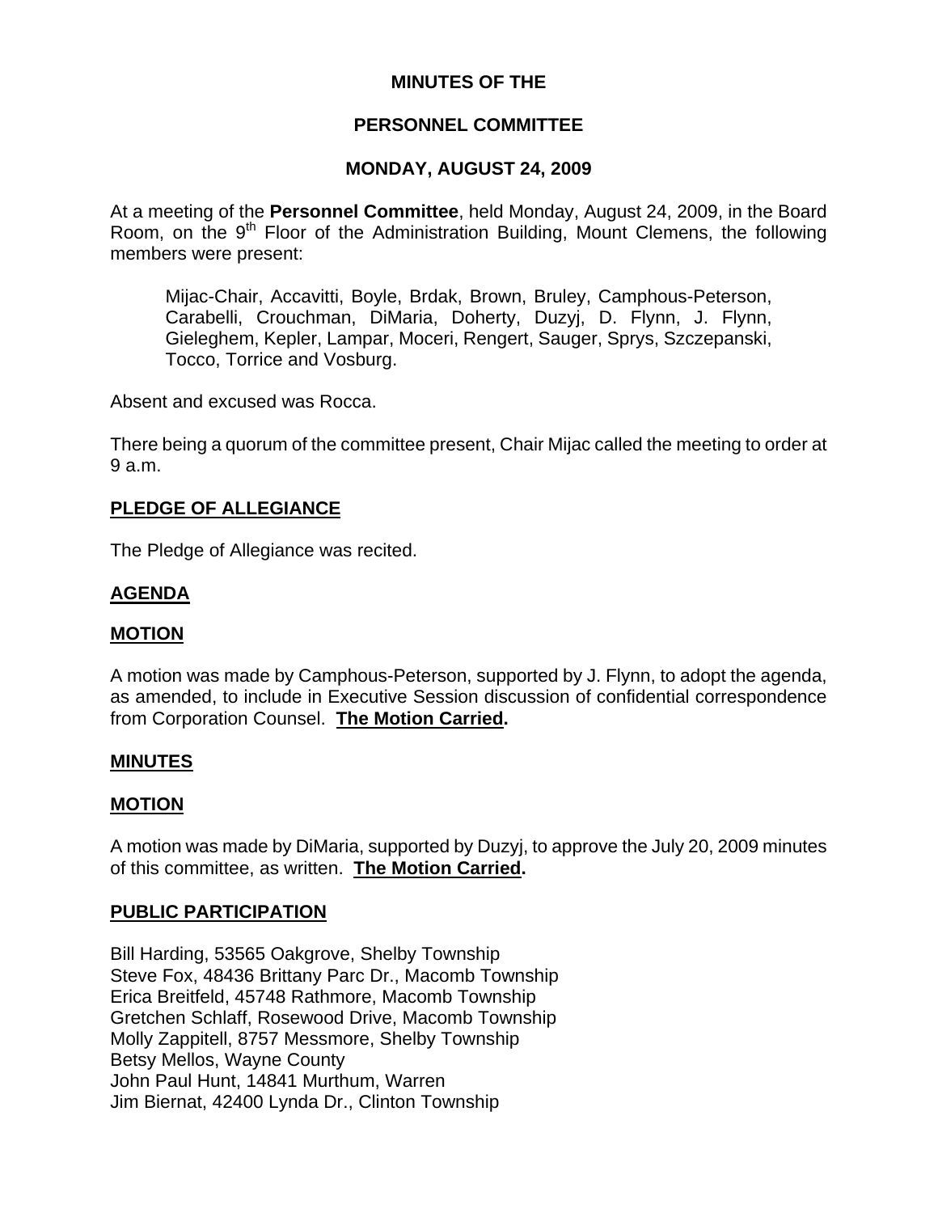**MINUTES OF THE**

**PERSONNEL COMMITTEE**

**MONDAY, AUGUST 24, 2009**

At a meeting of the **Personnel Committee**, held Monday, August 24, 2009, in the Board Room, on the 9th Floor of the Administration Building, Mount Clemens, the following members were present:

> Mijac-Chair, Accavitti, Boyle, Brdak, Brown, Bruley, Camphous-Peterson, Carabelli, Crouchman, DiMaria, Doherty, Duzyj, D. Flynn, J. Flynn, Gieleghem, Kepler, Lampar, Moceri, Rengert, Sauger, Sprys, Szczepanski, Tocco, Torrice and Vosburg.

Absent and excused was Rocca.

There being a quorum of the committee present, Chair Mijac called the meeting to order at 9 a.m.

## **PLEDGE OF ALLEGIANCE**

The Pledge of Allegiance was recited.

## **AGENDA**

### **MOTION**

A motion was made by Camphous-Peterson, supported by J. Flynn, to adopt the agenda, as amended, to include in Executive Session discussion of confidential correspondence from Corporation Counsel. **The Motion Carried.**

## **MINUTES**

### **MOTION**

A motion was made by DiMaria, supported by Duzyj, to approve the July 20, 2009 minutes of this committee, as written. **The Motion Carried.**

## **PUBLIC PARTICIPATION**

Bill Harding, 53565 Oakgrove, Shelby Township
Steve Fox, 48436 Brittany Parc Dr., Macomb Township
Erica Breitfeld, 45748 Rathmore, Macomb Township
Gretchen Schlaff, Rosewood Drive, Macomb Township
Molly Zappitell, 8757 Messmore, Shelby Township
Betsy Mellos, Wayne County
John Paul Hunt, 14841 Murthum, Warren
Jim Biernat, 42400 Lynda Dr., Clinton Township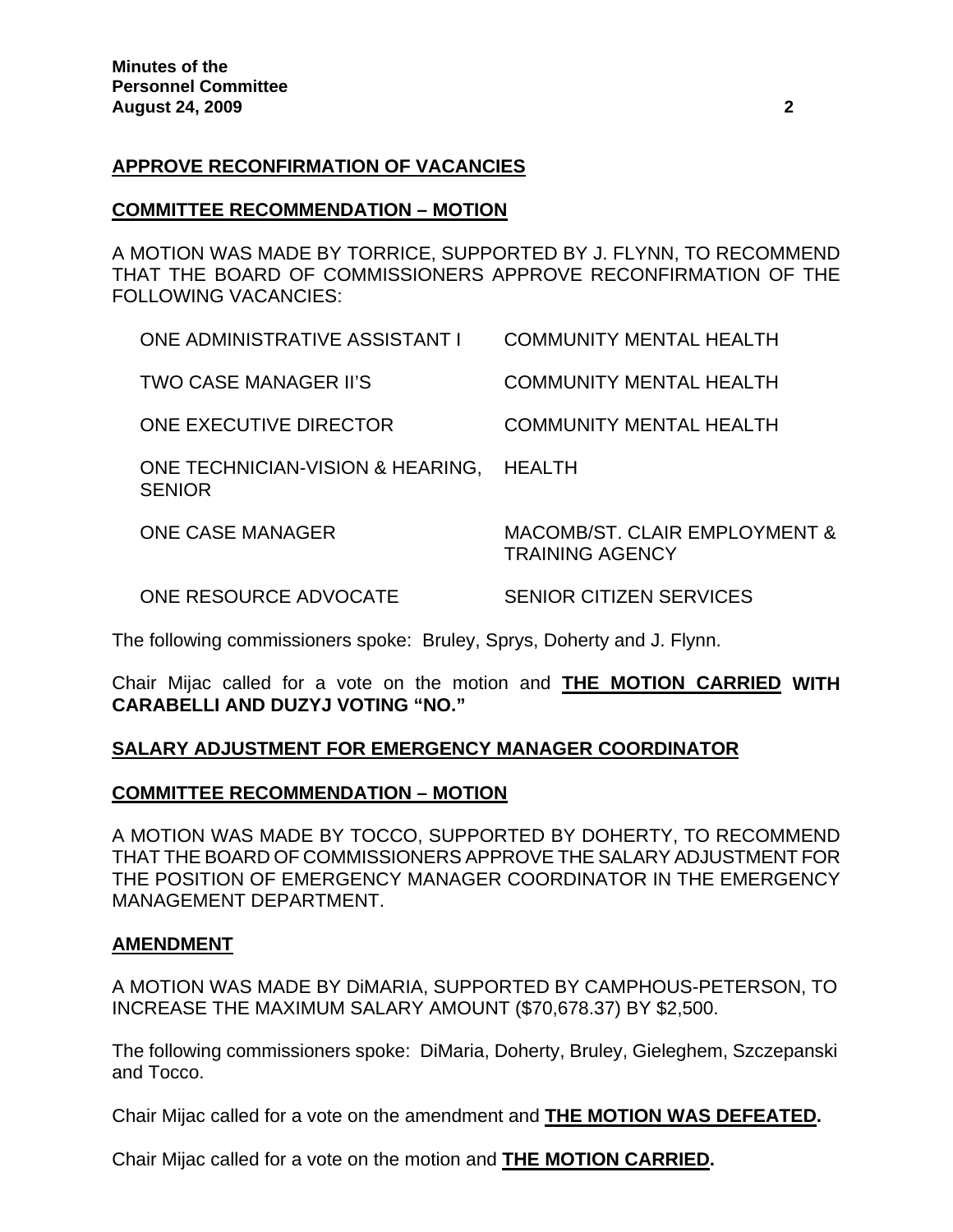**APPROVE RECONFIRMATION OF VACANCIES**

**COMMITTEE RECOMMENDATION – MOTION**

A MOTION WAS MADE BY TORRICE, SUPPORTED BY J. FLYNN, TO RECOMMEND THAT THE BOARD OF COMMISSIONERS APPROVE RECONFIRMATION OF THE FOLLOWING VACANCIES:

| | |
|---|---|
| ONE ADMINISTRATIVE ASSISTANT I | COMMUNITY MENTAL HEALTH |
| TWO CASE MANAGER II'S | COMMUNITY MENTAL HEALTH |
| ONE EXECUTIVE DIRECTOR | COMMUNITY MENTAL HEALTH |
| ONE TECHNICIAN-VISION & HEARING, SENIOR | HEALTH |
| ONE CASE MANAGER | MACOMB/ST. CLAIR EMPLOYMENT & TRAINING AGENCY |
| ONE RESOURCE ADVOCATE | SENIOR CITIZEN SERVICES |

The following commissioners spoke: Bruley, Sprys, Doherty and J. Flynn.

Chair Mijac called for a vote on the motion and **THE MOTION CARRIED WITH CARABELLI AND DUZYJ VOTING "NO."**

**SALARY ADJUSTMENT FOR EMERGENCY MANAGER COORDINATOR**

**COMMITTEE RECOMMENDATION – MOTION**

A MOTION WAS MADE BY TOCCO, SUPPORTED BY DOHERTY, TO RECOMMEND THAT THE BOARD OF COMMISSIONERS APPROVE THE SALARY ADJUSTMENT FOR THE POSITION OF EMERGENCY MANAGER COORDINATOR IN THE EMERGENCY MANAGEMENT DEPARTMENT.

**AMENDMENT**

A MOTION WAS MADE BY DiMARIA, SUPPORTED BY CAMPHOUS-PETERSON, TO INCREASE THE MAXIMUM SALARY AMOUNT ($70,678.37) BY $2,500.

The following commissioners spoke: DiMaria, Doherty, Bruley, Gieleghem, Szczepanski and Tocco.

Chair Mijac called for a vote on the amendment and **THE MOTION WAS DEFEATED.**

Chair Mijac called for a vote on the motion and **THE MOTION CARRIED.**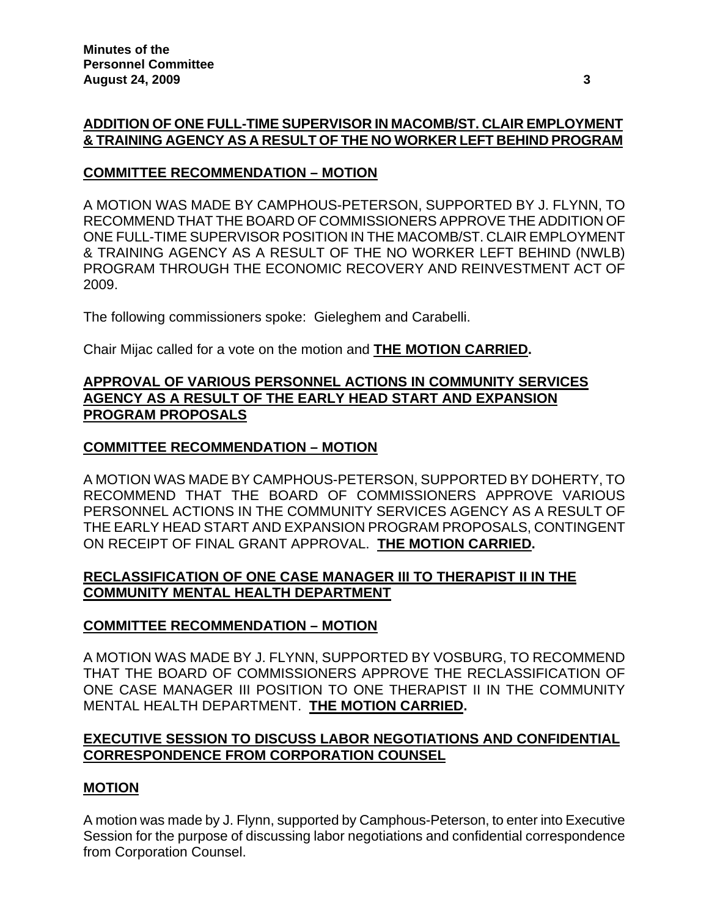**ADDITION OF ONE FULL-TIME SUPERVISOR IN MACOMB/ST. CLAIR EMPLOYMENT & TRAINING AGENCY AS A RESULT OF THE NO WORKER LEFT BEHIND PROGRAM**

**COMMITTEE RECOMMENDATION – MOTION**

A MOTION WAS MADE BY CAMPHOUS-PETERSON, SUPPORTED BY J. FLYNN, TO RECOMMEND THAT THE BOARD OF COMMISSIONERS APPROVE THE ADDITION OF ONE FULL-TIME SUPERVISOR POSITION IN THE MACOMB/ST. CLAIR EMPLOYMENT & TRAINING AGENCY AS A RESULT OF THE NO WORKER LEFT BEHIND (NWLB) PROGRAM THROUGH THE ECONOMIC RECOVERY AND REINVESTMENT ACT OF 2009.

The following commissioners spoke: Gieleghem and Carabelli.

Chair Mijac called for a vote on the motion and **THE MOTION CARRIED.**

**APPROVAL OF VARIOUS PERSONNEL ACTIONS IN COMMUNITY SERVICES AGENCY AS A RESULT OF THE EARLY HEAD START AND EXPANSION PROGRAM PROPOSALS**

**COMMITTEE RECOMMENDATION – MOTION**

A MOTION WAS MADE BY CAMPHOUS-PETERSON, SUPPORTED BY DOHERTY, TO RECOMMEND THAT THE BOARD OF COMMISSIONERS APPROVE VARIOUS PERSONNEL ACTIONS IN THE COMMUNITY SERVICES AGENCY AS A RESULT OF THE EARLY HEAD START AND EXPANSION PROGRAM PROPOSALS, CONTINGENT ON RECEIPT OF FINAL GRANT APPROVAL. **THE MOTION CARRIED.**

**RECLASSIFICATION OF ONE CASE MANAGER III TO THERAPIST II IN THE COMMUNITY MENTAL HEALTH DEPARTMENT**

**COMMITTEE RECOMMENDATION – MOTION**

A MOTION WAS MADE BY J. FLYNN, SUPPORTED BY VOSBURG, TO RECOMMEND THAT THE BOARD OF COMMISSIONERS APPROVE THE RECLASSIFICATION OF ONE CASE MANAGER III POSITION TO ONE THERAPIST II IN THE COMMUNITY MENTAL HEALTH DEPARTMENT. **THE MOTION CARRIED.**

**EXECUTIVE SESSION TO DISCUSS LABOR NEGOTIATIONS AND CONFIDENTIAL CORRESPONDENCE FROM CORPORATION COUNSEL**

**MOTION**

A motion was made by J. Flynn, supported by Camphous-Peterson, to enter into Executive Session for the purpose of discussing labor negotiations and confidential correspondence from Corporation Counsel.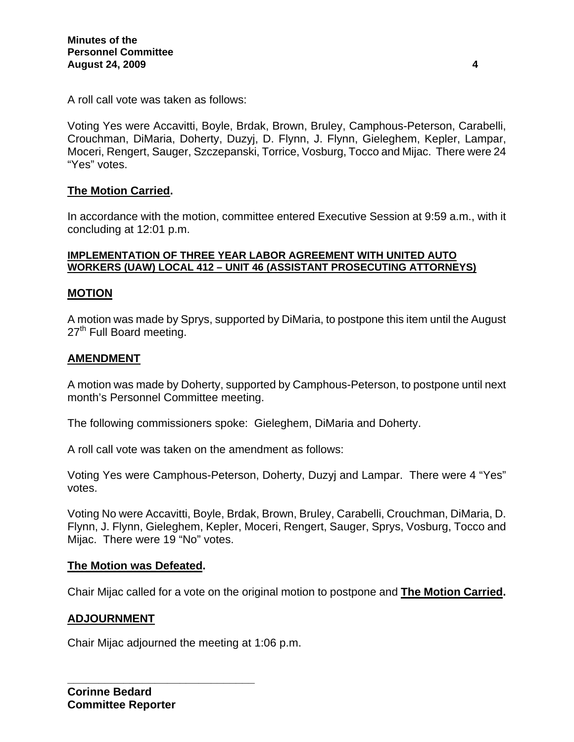A roll call vote was taken as follows:

Voting Yes were Accavitti, Boyle, Brdak, Brown, Bruley, Camphous-Peterson, Carabelli, Crouchman, DiMaria, Doherty, Duzyj, D. Flynn, J. Flynn, Gieleghem, Kepler, Lampar, Moceri, Rengert, Sauger, Szczepanski, Torrice, Vosburg, Tocco and Mijac. There were 24 "Yes" votes.

**The Motion Carried.**

In accordance with the motion, committee entered Executive Session at 9:59 a.m., with it concluding at 12:01 p.m.

## IMPLEMENTATION OF THREE YEAR LABOR AGREEMENT WITH UNITED AUTO WORKERS (UAW) LOCAL 412 – UNIT 46 (ASSISTANT PROSECUTING ATTORNEYS)

### MOTION

A motion was made by Sprys, supported by DiMaria, to postpone this item until the August 27th Full Board meeting.

### AMENDMENT

A motion was made by Doherty, supported by Camphous-Peterson, to postpone until next month's Personnel Committee meeting.

The following commissioners spoke: Gieleghem, DiMaria and Doherty.

A roll call vote was taken on the amendment as follows:

Voting Yes were Camphous-Peterson, Doherty, Duzyj and Lampar. There were 4 "Yes" votes.

Voting No were Accavitti, Boyle, Brdak, Brown, Bruley, Carabelli, Crouchman, DiMaria, D. Flynn, J. Flynn, Gieleghem, Kepler, Moceri, Rengert, Sauger, Sprys, Vosburg, Tocco and Mijac. There were 19 "No" votes.

**The Motion was Defeated.**

Chair Mijac called for a vote on the original motion to postpone and **The Motion Carried.**

### ADJOURNMENT

Chair Mijac adjourned the meeting at 1:06 p.m.

\_\_\_\_\_\_\_\_\_\_\_\_\_\_\_\_\_\_\_\_\_\_\_\_\_\_\_\_\_\_\_\_

**Corinne Bedard**
**Committee Reporter**